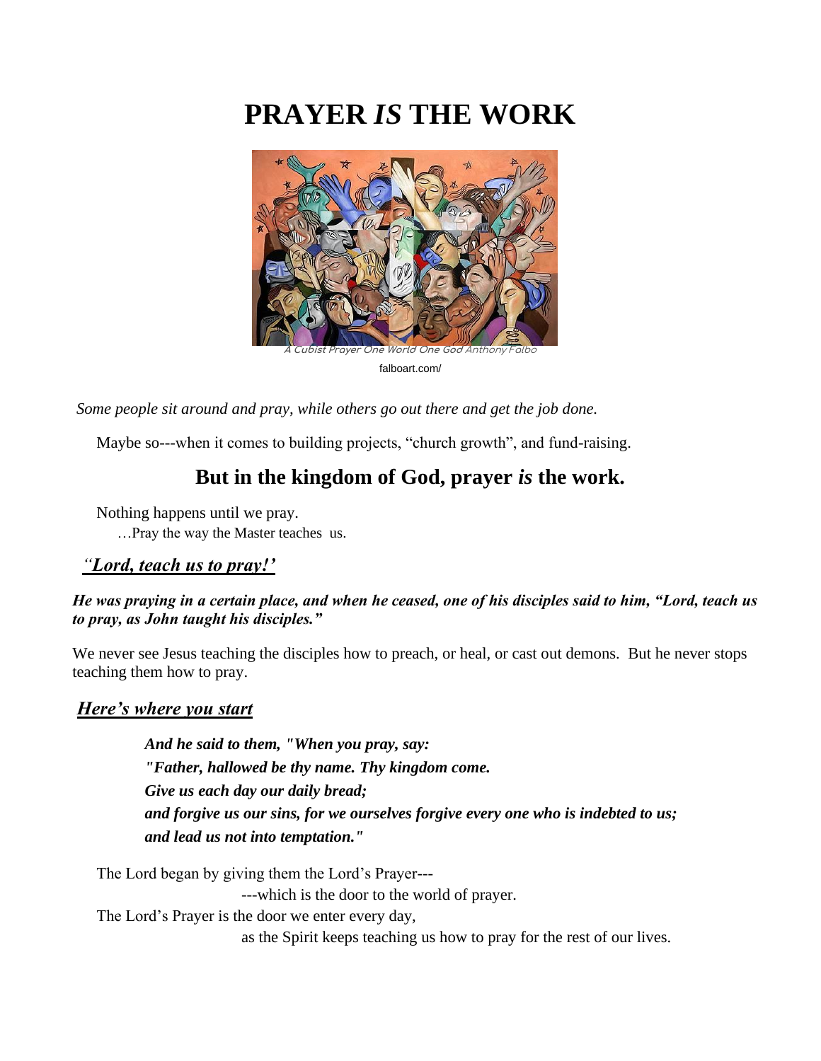# PRAYER *IS* THE WORK

*A Cubist Prayer One World One God Anthony Falbo*

falboart.com/

*Some people sit around and pray, while others go out there and get the job done.*

Maybe so---when it comes to building projects, "church growth", and fund-raising.

## But in the kingdom of God, prayer *is* the work.

Nothing happens until we pray.
…Pray the way the Master teaches us.

### *"Lord, teach us to pray!'*

***He was praying in a certain place, and when he ceased, one of his disciples said to him, "Lord, teach us to pray, as John taught his disciples."***

We never see Jesus teaching the disciples how to preach, or heal, or cast out demons. But he never stops teaching them how to pray.

### *Here's where you start*

***And he said to them, "When you pray, say:***
***"Father, hallowed be thy name. Thy kingdom come.***
***Give us each day our daily bread;***
***and forgive us our sins, for we ourselves forgive every one who is indebted to us;***
***and lead us not into temptation."***

The Lord began by giving them the Lord's Prayer---
---which is the door to the world of prayer.
The Lord's Prayer is the door we enter every day,
as the Spirit keeps teaching us how to pray for the rest of our lives.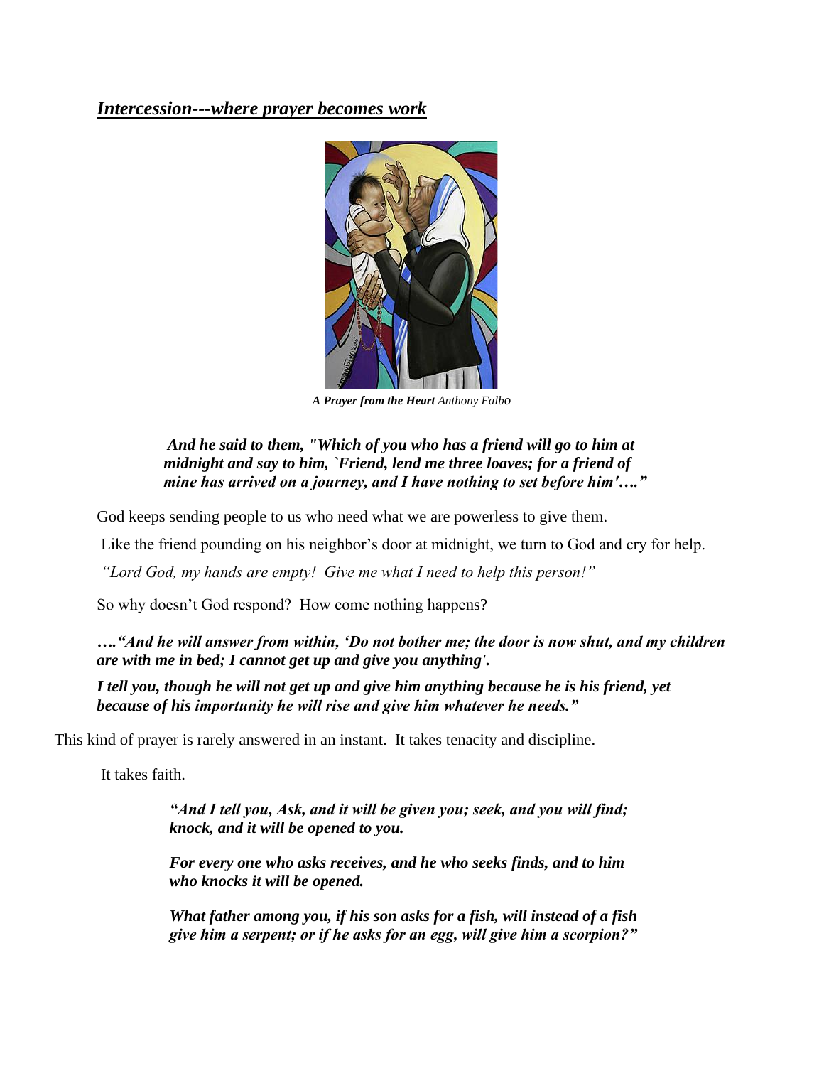***Intercession---where prayer becomes work***

***A Prayer from the Heart*** *Anthony Falbo*

***And he said to them, "Which of you who has a friend will go to him at midnight and say to him, `Friend, lend me three loaves; for a friend of mine has arrived on a journey, and I have nothing to set before him'…."***

God keeps sending people to us who need what we are powerless to give them.

Like the friend pounding on his neighbor's door at midnight, we turn to God and cry for help.

*"Lord God, my hands are empty! Give me what I need to help this person!"*

So why doesn't God respond? How come nothing happens?

***…."And he will answer from within, 'Do not bother me; the door is now shut, and my children are with me in bed; I cannot get up and give you anything'.***

***I tell you, though he will not get up and give him anything because he is his friend, yet because of his importunity he will rise and give him whatever he needs."***

This kind of prayer is rarely answered in an instant. It takes tenacity and discipline.

It takes faith.

***"And I tell you, Ask, and it will be given you; seek, and you will find; knock, and it will be opened to you.***

***For every one who asks receives, and he who seeks finds, and to him who knocks it will be opened.***

***What father among you, if his son asks for a fish, will instead of a fish give him a serpent; or if he asks for an egg, will give him a scorpion?"***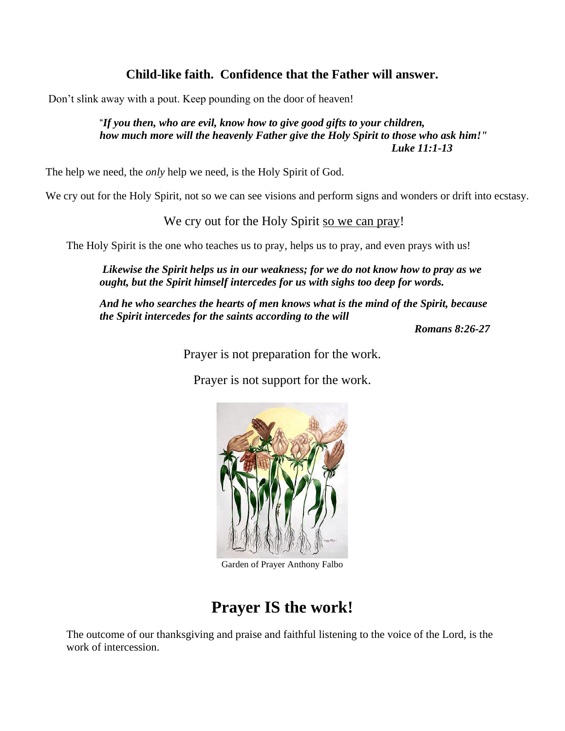### Child-like faith. Confidence that the Father will answer.

Don't slink away with a pout. Keep pounding on the door of heaven!

> "*If you then, who are evil, know how to give good gifts to your children,*
> *how much more will the heavenly Father give the Holy Spirit to those who ask him!"*
> ***Luke 11:1-13***

The help we need, the *only* help we need, is the Holy Spirit of God.

We cry out for the Holy Spirit, not so we can see visions and perform signs and wonders or drift into ecstasy.

We cry out for the Holy Spirit so we can pray!

The Holy Spirit is the one who teaches us to pray, helps us to pray, and even prays with us!

> ***Likewise the Spirit helps us in our weakness; for we do not know how to pray as we ought, but the Spirit himself intercedes for us with sighs too deep for words.***
>
> ***And he who searches the hearts of men knows what is the mind of the Spirit, because the Spirit intercedes for the saints according to the will***
>
> ***Romans 8:26-27***

Prayer is not preparation for the work.

Prayer is not support for the work.

Garden of Prayer Anthony Falbo

# Prayer IS the work!

The outcome of our thanksgiving and praise and faithful listening to the voice of the Lord, is the work of intercession.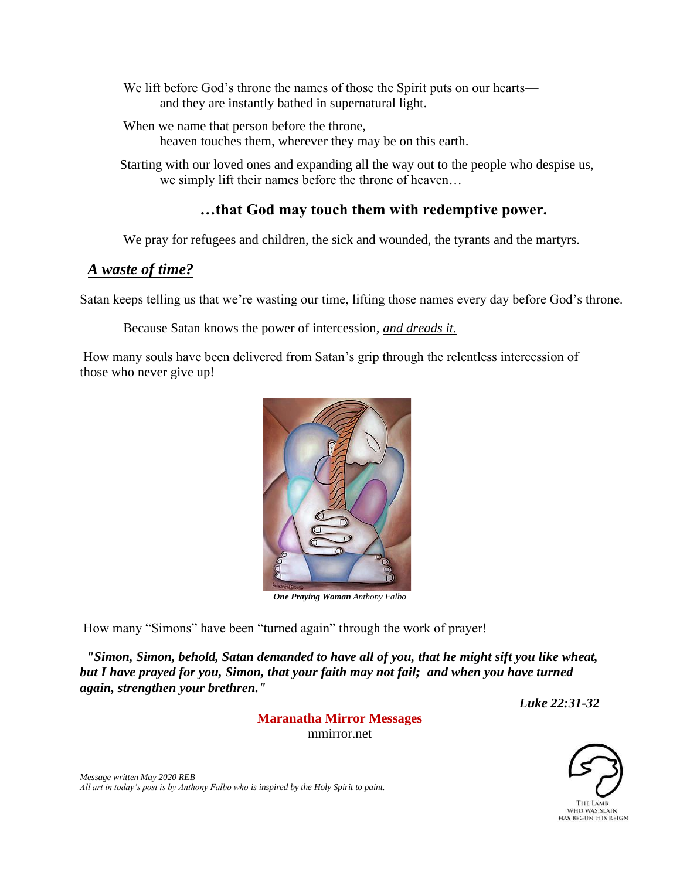We lift before God's throne the names of those the Spirit puts on our hearts—
and they are instantly bathed in supernatural light.

When we name that person before the throne,
heaven touches them, wherever they may be on this earth.

Starting with our loved ones and expanding all the way out to the people who despise us,
we simply lift their names before the throne of heaven…

**…that God may touch them with redemptive power.**

We pray for refugees and children, the sick and wounded, the tyrants and the martyrs.

## *A waste of time?*

Satan keeps telling us that we're wasting our time, lifting those names every day before God's throne.

Because Satan knows the power of intercession, *and dreads it.*

How many souls have been delivered from Satan's grip through the relentless intercession of those who never give up!

***One Praying Woman*** *Anthony Falbo*

How many "Simons" have been "turned again" through the work of prayer!

***"Simon, Simon, behold, Satan demanded to have all of you, that he might sift you like wheat, but I have prayed for you, Simon, that your faith may not fail; and when you have turned again, strengthen your brethren."***

***Luke 22:31-32***

**Maranatha Mirror Messages**
mmirror.net

*Message written May 2020 REB*
*All art in today's post is by Anthony Falbo who is inspired by the Holy Spirit to paint.*

THE LAMB WHO WAS SLAIN HAS BEGUN HIS REIGN